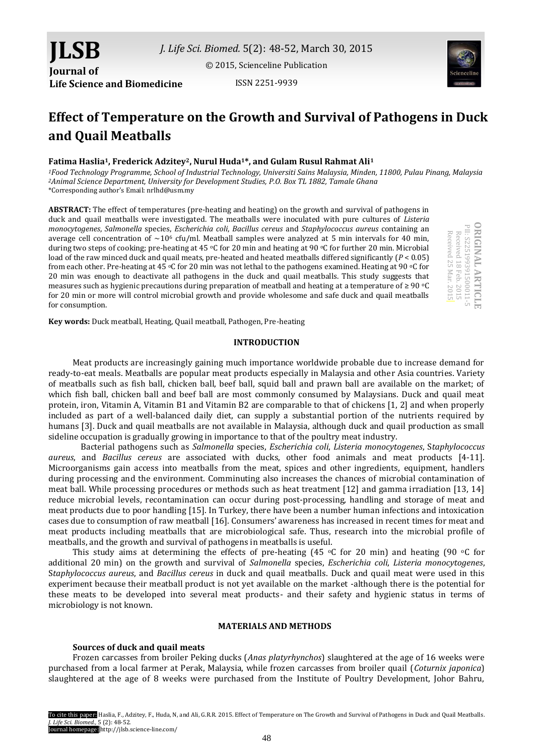# Effect of Temperature on the Growth and Survival of Pathogens in Duck and Quail Meatballs

**Fatima Haslia[1], Frederick Adzitey[2], Nurul Huda[1]*, and Gulam Rusul Rahmat Ali[1]**

[1]*Food Technology Programme, School of Industrial Technology, Universiti Sains Malaysia, Minden, 11800, Pulau Pinang, Malaysia*
[2]*Animal Science Department, University for Development Studies, P.O. Box TL 1882, Tamale Ghana*
*Corresponding author's Email: nrlhd@usm.my

ORIGINAL ARTICLE
PII: S225199391500011-5
Received 18 Feb. 2015
Received 25 Mar. 2015

**ABSTRACT:** The effect of temperatures (pre-heating and heating) on the growth and survival of pathogens in duck and quail meatballs were investigated. The meatballs were inoculated with pure cultures of *Listeria monocytogenes*, *Salmonella* species, *Escherichia coli*, *Bacillus cereus* and *Staphylococcus aureus* containing an average cell concentration of ~$10^6$ cfu/ml. Meatball samples were analyzed at 5 min intervals for 40 min, during two steps of cooking; pre-heating at 45 °C for 20 min and heating at 90 °C for further 20 min. Microbial load of the raw minced duck and quail meats, pre-heated and heated meatballs differed significantly ($P < 0.05$) from each other. Pre-heating at 45 °C for 20 min was not lethal to the pathogens examined. Heating at 90 °C for 20 min was enough to deactivate all pathogens in the duck and quail meatballs. This study suggests that measures such as hygienic precautions during preparation of meatball and heating at a temperature of ≥ 90 °C for 20 min or more will control microbial growth and provide wholesome and safe duck and quail meatballs for consumption.

**Key words:** Duck meatball, Heating, Quail meatball, Pathogen, Pre-heating

## INTRODUCTION

Meat products are increasingly gaining much importance worldwide probable due to increase demand for ready-to-eat meals. Meatballs are popular meat products especially in Malaysia and other Asia countries. Variety of meatballs such as fish ball, chicken ball, beef ball, squid ball and prawn ball are available on the market; of which fish ball, chicken ball and beef ball are most commonly consumed by Malaysians. Duck and quail meat protein, iron, Vitamin A, Vitamin B1 and Vitamin B2 are comparable to that of chickens [1, 2] and when properly included as part of a well-balanced daily diet, can supply a substantial portion of the nutrients required by humans [3]. Duck and quail meatballs are not available in Malaysia, although duck and quail production as small sideline occupation is gradually growing in importance to that of the poultry meat industry.

Bacterial pathogens such as *Salmonella* species, *Escherichia coli*, *Listeria monocytogenes*, S*taphylococcus aureus*, and *Bacillus cereus* are associated with ducks, other food animals and meat products [4-11]. Microorganisms gain access into meatballs from the meat, spices and other ingredients, equipment, handlers during processing and the environment. Comminuting also increases the chances of microbial contamination of meat ball. While processing procedures or methods such as heat treatment [12] and gamma irradiation [13, 14] reduce microbial levels, recontamination can occur during post-processing, handling and storage of meat and meat products due to poor handling [15]. In Turkey, there have been a number human infections and intoxication cases due to consumption of raw meatball [16]. Consumers' awareness has increased in recent times for meat and meat products including meatballs that are microbiological safe. Thus, research into the microbial profile of meatballs, and the growth and survival of pathogens in meatballs is useful.

This study aims at determining the effects of pre-heating (45 °C for 20 min) and heating (90 °C for additional 20 min) on the growth and survival of *Salmonella* species, *Escherichia coli*, *Listeria monocytogenes*, S*taphylococcus aureus*, and *Bacillus cereus* in duck and quail meatballs. Duck and quail meat were used in this experiment because their meatball product is not yet available on the market -although there is the potential for these meats to be developed into several meat products- and their safety and hygienic status in terms of microbiology is not known.

## MATERIALS AND METHODS

### Sources of duck and quail meats

Frozen carcasses from broiler Peking ducks (*Anas platyrhynchos*) slaughtered at the age of 16 weeks were purchased from a local farmer at Perak, Malaysia, while frozen carcasses from broiler quail (*Coturnix japonica*) slaughtered at the age of 8 weeks were purchased from the Institute of Poultry Development, Johor Bahru,

To cite this paper: Haslia, F., Adzitey, F., Huda, N, and Ali, G.R.R. 2015. Effect of Temperature on The Growth and Survival of Pathogens in Duck and Quail Meatballs. *J. Life Sci. Biomed.*, 5 (2): 48-52.
Journal homepage: http://jlsb.science-line.com/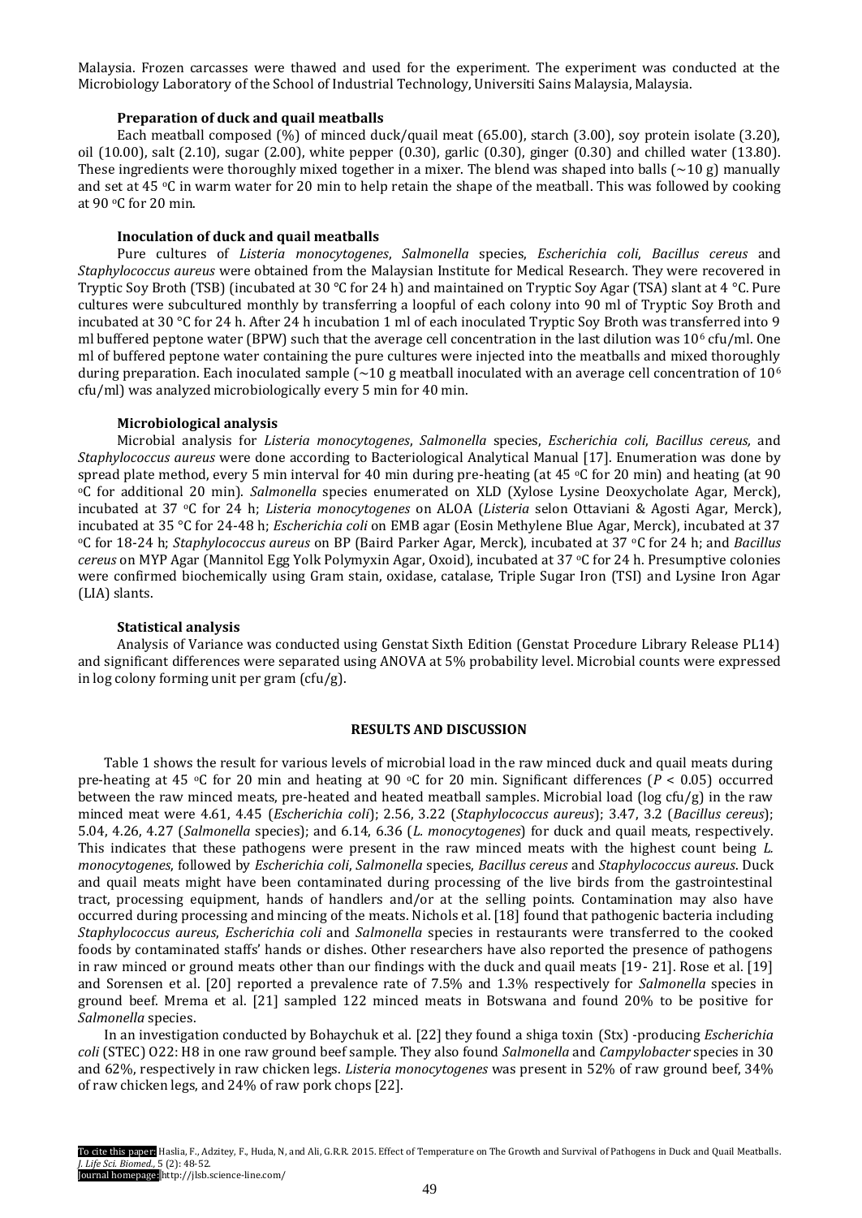Malaysia. Frozen carcasses were thawed and used for the experiment. The experiment was conducted at the Microbiology Laboratory of the School of Industrial Technology, Universiti Sains Malaysia, Malaysia.

### Preparation of duck and quail meatballs

Each meatball composed (%) of minced duck/quail meat (65.00), starch (3.00), soy protein isolate (3.20), oil (10.00), salt (2.10), sugar (2.00), white pepper (0.30), garlic (0.30), ginger (0.30) and chilled water (13.80). These ingredients were thoroughly mixed together in a mixer. The blend was shaped into balls (~10 g) manually and set at 45 °C in warm water for 20 min to help retain the shape of the meatball. This was followed by cooking at 90 °C for 20 min.

### Inoculation of duck and quail meatballs

Pure cultures of *Listeria monocytogenes*, *Salmonella* species, *Escherichia coli*, *Bacillus cereus* and *Staphylococcus aureus* were obtained from the Malaysian Institute for Medical Research. They were recovered in Tryptic Soy Broth (TSB) (incubated at 30 °C for 24 h) and maintained on Tryptic Soy Agar (TSA) slant at 4 °C. Pure cultures were subcultured monthly by transferring a loopful of each colony into 90 ml of Tryptic Soy Broth and incubated at 30 °C for 24 h. After 24 h incubation 1 ml of each inoculated Tryptic Soy Broth was transferred into 9 ml buffered peptone water (BPW) such that the average cell concentration in the last dilution was $10^6$ cfu/ml. One ml of buffered peptone water containing the pure cultures were injected into the meatballs and mixed thoroughly during preparation. Each inoculated sample (~10 g meatball inoculated with an average cell concentration of $10^6$ cfu/ml) was analyzed microbiologically every 5 min for 40 min.

### Microbiological analysis

Microbial analysis for *Listeria monocytogenes*, *Salmonella* species, *Escherichia coli*, *Bacillus cereus,* and *Staphylococcus aureus* were done according to Bacteriological Analytical Manual [17]. Enumeration was done by spread plate method, every 5 min interval for 40 min during pre-heating (at 45 °C for 20 min) and heating (at 90 °C for additional 20 min). *Salmonella* species enumerated on XLD (Xylose Lysine Deoxycholate Agar, Merck), incubated at 37 °C for 24 h; *Listeria monocytogenes* on ALOA (*Listeria* selon Ottaviani & Agosti Agar, Merck), incubated at 35 °C for 24-48 h; *Escherichia coli* on EMB agar (Eosin Methylene Blue Agar, Merck), incubated at 37 °C for 18-24 h; *Staphylococcus aureus* on BP (Baird Parker Agar, Merck), incubated at 37 °C for 24 h; and *Bacillus cereus* on MYP Agar (Mannitol Egg Yolk Polymyxin Agar, Oxoid), incubated at 37 °C for 24 h. Presumptive colonies were confirmed biochemically using Gram stain, oxidase, catalase, Triple Sugar Iron (TSI) and Lysine Iron Agar (LIA) slants.

### Statistical analysis

Analysis of Variance was conducted using Genstat Sixth Edition (Genstat Procedure Library Release PL14) and significant differences were separated using ANOVA at 5% probability level. Microbial counts were expressed in log colony forming unit per gram (cfu/g).

## RESULTS AND DISCUSSION

Table 1 shows the result for various levels of microbial load in the raw minced duck and quail meats during pre-heating at 45 °C for 20 min and heating at 90 °C for 20 min. Significant differences ($P < 0.05$) occurred between the raw minced meats, pre-heated and heated meatball samples. Microbial load (log cfu/g) in the raw minced meat were 4.61, 4.45 (*Escherichia coli*); 2.56, 3.22 (*Staphylococcus aureus*); 3.47, 3.2 (*Bacillus cereus*); 5.04, 4.26, 4.27 (*Salmonella* species); and 6.14, 6.36 (*L. monocytogenes*) for duck and quail meats, respectively. This indicates that these pathogens were present in the raw minced meats with the highest count being *L. monocytogenes*, followed by *Escherichia coli*, *Salmonella* species, *Bacillus cereus* and *Staphylococcus aureus*. Duck and quail meats might have been contaminated during processing of the live birds from the gastrointestinal tract, processing equipment, hands of handlers and/or at the selling points. Contamination may also have occurred during processing and mincing of the meats. Nichols et al. [18] found that pathogenic bacteria including *Staphylococcus aureus*, *Escherichia coli* and *Salmonella* species in restaurants were transferred to the cooked foods by contaminated staffs' hands or dishes. Other researchers have also reported the presence of pathogens in raw minced or ground meats other than our findings with the duck and quail meats [19- 21]. Rose et al. [19] and Sorensen et al. [20] reported a prevalence rate of 7.5% and 1.3% respectively for *Salmonella* species in ground beef. Mrema et al. [21] sampled 122 minced meats in Botswana and found 20% to be positive for *Salmonella* species.

In an investigation conducted by Bohaychuk et al. [22] they found a shiga toxin (Stx) -producing *Escherichia coli* (STEC) O22: H8 in one raw ground beef sample. They also found *Salmonella* and *Campylobacter* species in 30 and 62%, respectively in raw chicken legs. *Listeria monocytogenes* was present in 52% of raw ground beef, 34% of raw chicken legs, and 24% of raw pork chops [22].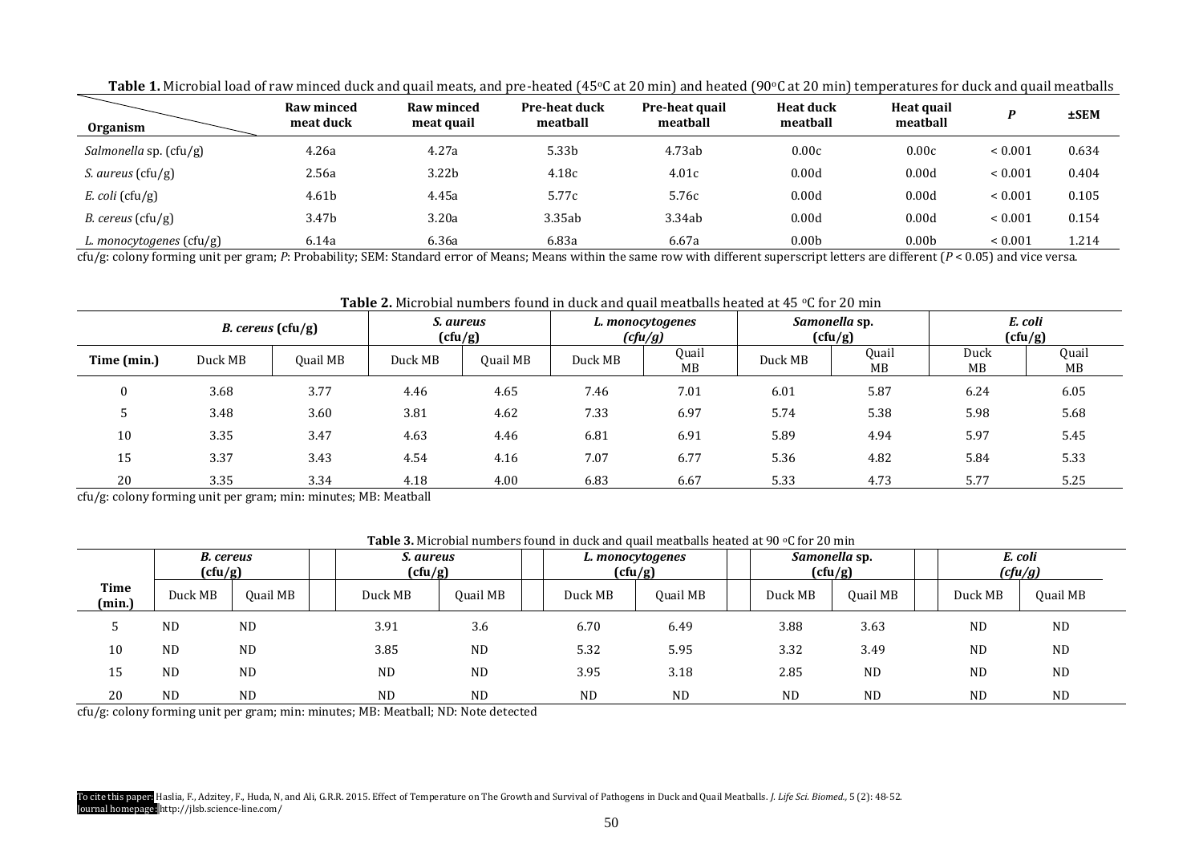**Table 1.** Microbial load of raw minced duck and quail meats, and pre-heated (45°C at 20 min) and heated (90°C at 20 min) temperatures for duck and quail meatballs

| Organism | Raw minced meat duck | Raw minced meat quail | Pre-heat duck meatball | Pre-heat quail meatball | Heat duck meatball | Heat quail meatball | *P* | ±SEM |
|---|---|---|---|---|---|---|---|---|
| *Salmonella* sp. (cfu/g) | 4.26a | 4.27a | 5.33b | 4.73ab | 0.00c | 0.00c | < 0.001 | 0.634 |
| *S. aureus* (cfu/g) | 2.56a | 3.22b | 4.18c | 4.01c | 0.00d | 0.00d | < 0.001 | 0.404 |
| *E. coli* (cfu/g) | 4.61b | 4.45a | 5.77c | 5.76c | 0.00d | 0.00d | < 0.001 | 0.105 |
| *B. cereus* (cfu/g) | 3.47b | 3.20a | 3.35ab | 3.34ab | 0.00d | 0.00d | < 0.001 | 0.154 |
| *L. monocytogenes* (cfu/g) | 6.14a | 6.36a | 6.83a | 6.67a | 0.00b | 0.00b | < 0.001 | 1.214 |

cfu/g: colony forming unit per gram; *P*: Probability; SEM: Standard error of Means; Means within the same row with different superscript letters are different (*P* < 0.05) and vice versa.

**Table 2.** Microbial numbers found in duck and quail meatballs heated at 45 °C for 20 min

| | *B. cereus* (cfu/g) | | *S. aureus* (cfu/g) | | *L. monocytogenes* (cfu/g) | | *Samonella* sp. (cfu/g) | | *E. coli* (cfu/g) | |
|---|---|---|---|---|---|---|---|---|---|---|
| Time (min.) | Duck MB | Quail MB | Duck MB | Quail MB | Duck MB | Quail MB | Duck MB | Quail MB | Duck MB | Quail MB |
| 0 | 3.68 | 3.77 | 4.46 | 4.65 | 7.46 | 7.01 | 6.01 | 5.87 | 6.24 | 6.05 |
| 5 | 3.48 | 3.60 | 3.81 | 4.62 | 7.33 | 6.97 | 5.74 | 5.38 | 5.98 | 5.68 |
| 10 | 3.35 | 3.47 | 4.63 | 4.46 | 6.81 | 6.91 | 5.89 | 4.94 | 5.97 | 5.45 |
| 15 | 3.37 | 3.43 | 4.54 | 4.16 | 7.07 | 6.77 | 5.36 | 4.82 | 5.84 | 5.33 |
| 20 | 3.35 | 3.34 | 4.18 | 4.00 | 6.83 | 6.67 | 5.33 | 4.73 | 5.77 | 5.25 |

cfu/g: colony forming unit per gram; min: minutes; MB: Meatball

**Table 3.** Microbial numbers found in duck and quail meatballs heated at 90 °C for 20 min

| | *B. cereus* (cfu/g) | | *S. aureus* (cfu/g) | | *L. monocytogenes* (cfu/g) | | *Samonella* sp. (cfu/g) | | *E. coli* (cfu/g) | |
|---|---|---|---|---|---|---|---|---|---|---|
| Time (min.) | Duck MB | Quail MB | Duck MB | Quail MB | Duck MB | Quail MB | Duck MB | Quail MB | Duck MB | Quail MB |
| 5 | ND | ND | 3.91 | 3.6 | 6.70 | 6.49 | 3.88 | 3.63 | ND | ND |
| 10 | ND | ND | 3.85 | ND | 5.32 | 5.95 | 3.32 | 3.49 | ND | ND |
| 15 | ND | ND | ND | ND | 3.95 | 3.18 | 2.85 | ND | ND | ND |
| 20 | ND | ND | ND | ND | ND | ND | ND | ND | ND | ND |

cfu/g: colony forming unit per gram; min: minutes; MB: Meatball; ND: Note detected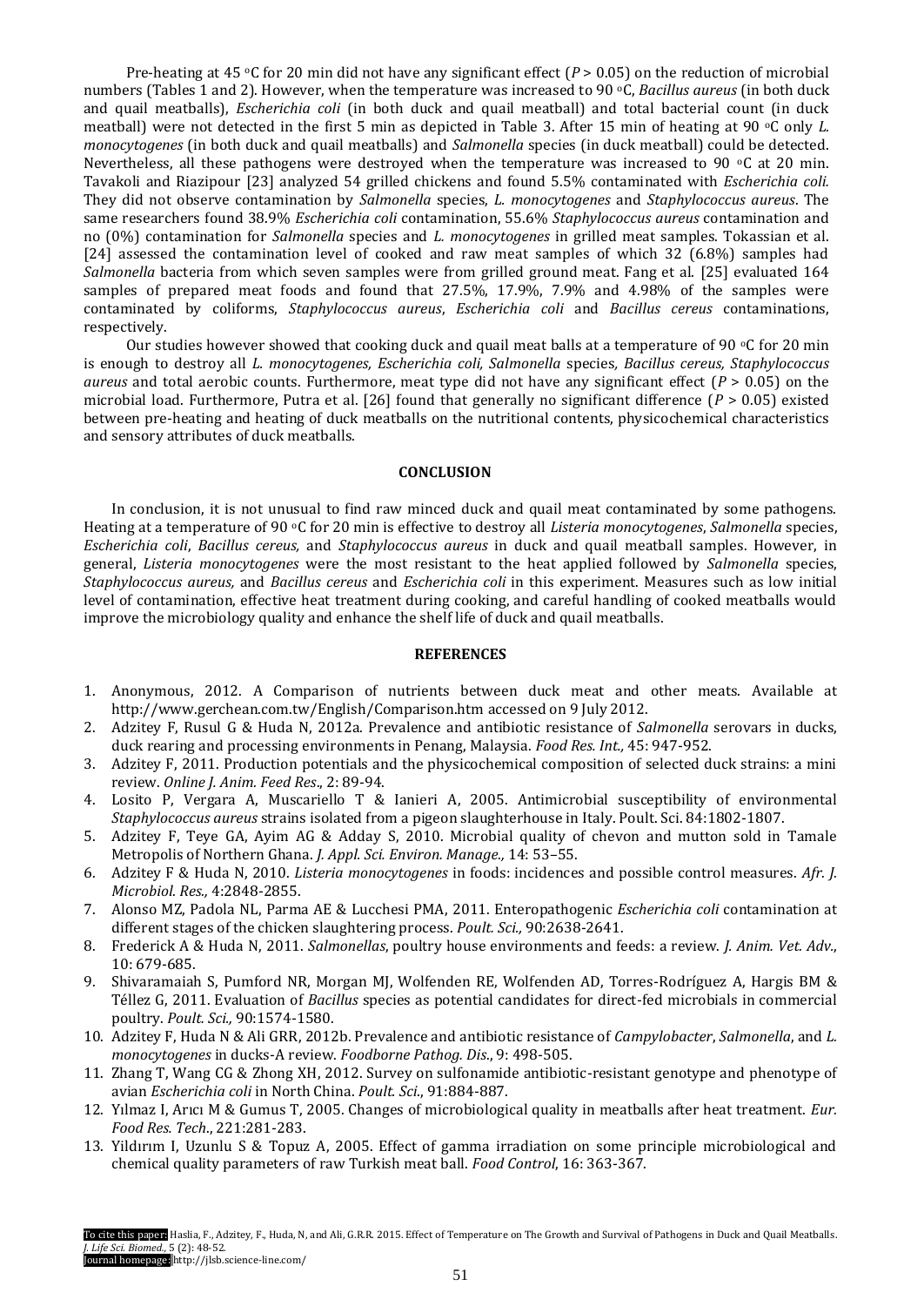Pre-heating at 45 °C for 20 min did not have any significant effect ($P > 0.05$) on the reduction of microbial numbers (Tables 1 and 2). However, when the temperature was increased to 90 °C, *Bacillus aureus* (in both duck and quail meatballs), *Escherichia coli* (in both duck and quail meatball) and total bacterial count (in duck meatball) were not detected in the first 5 min as depicted in Table 3. After 15 min of heating at 90 °C only *L. monocytogenes* (in both duck and quail meatballs) and *Salmonella* species (in duck meatball) could be detected. Nevertheless, all these pathogens were destroyed when the temperature was increased to 90 °C at 20 min. Tavakoli and Riazipour [23] analyzed 54 grilled chickens and found 5.5% contaminated with *Escherichia coli.* They did not observe contamination by *Salmonella* species, *L. monocytogenes* and *Staphylococcus aureus*. The same researchers found 38.9% *Escherichia coli* contamination, 55.6% *Staphylococcus aureus* contamination and no (0%) contamination for *Salmonella* species and *L. monocytogenes* in grilled meat samples. Tokassian et al. [24] assessed the contamination level of cooked and raw meat samples of which 32 (6.8%) samples had *Salmonella* bacteria from which seven samples were from grilled ground meat. Fang et al. [25] evaluated 164 samples of prepared meat foods and found that 27.5%, 17.9%, 7.9% and 4.98% of the samples were contaminated by coliforms, *Staphylococcus aureus*, *Escherichia coli* and *Bacillus cereus* contaminations, respectively.

Our studies however showed that cooking duck and quail meat balls at a temperature of 90 °C for 20 min is enough to destroy all *L. monocytogenes, Escherichia coli, Salmonella* species*, Bacillus cereus, Staphylococcus aureus* and total aerobic counts. Furthermore, meat type did not have any significant effect ($P > 0.05$) on the microbial load. Furthermore, Putra et al. [26] found that generally no significant difference ($P > 0.05$) existed between pre-heating and heating of duck meatballs on the nutritional contents, physicochemical characteristics and sensory attributes of duck meatballs.

## CONCLUSION

In conclusion, it is not unusual to find raw minced duck and quail meat contaminated by some pathogens. Heating at a temperature of 90 °C for 20 min is effective to destroy all *Listeria monocytogenes*, *Salmonella* species, *Escherichia coli*, *Bacillus cereus,* and *Staphylococcus aureus* in duck and quail meatball samples. However, in general, *Listeria monocytogenes* were the most resistant to the heat applied followed by *Salmonella* species, *Staphylococcus aureus,* and *Bacillus cereus* and *Escherichia coli* in this experiment. Measures such as low initial level of contamination, effective heat treatment during cooking, and careful handling of cooked meatballs would improve the microbiology quality and enhance the shelf life of duck and quail meatballs.

## REFERENCES

1. Anonymous, 2012. A Comparison of nutrients between duck meat and other meats. Available at http://www.gerchean.com.tw/English/Comparison.htm accessed on 9 July 2012.
2. Adzitey F, Rusul G & Huda N, 2012a. Prevalence and antibiotic resistance of *Salmonella* serovars in ducks, duck rearing and processing environments in Penang, Malaysia. *Food Res. Int.,* 45: 947-952.
3. Adzitey F, 2011. Production potentials and the physicochemical composition of selected duck strains: a mini review. *Online J. Anim. Feed Res*., 2: 89-94.
4. Losito P, Vergara A, Muscariello T & Ianieri A, 2005. Antimicrobial susceptibility of environmental *Staphylococcus aureus* strains isolated from a pigeon slaughterhouse in Italy. Poult. Sci. 84:1802-1807.
5. Adzitey F, Teye GA, Ayim AG & Adday S, 2010. Microbial quality of chevon and mutton sold in Tamale Metropolis of Northern Ghana. *J. Appl. Sci. Environ. Manage.,* 14: 53–55.
6. Adzitey F & Huda N, 2010. *Listeria monocytogenes* in foods: incidences and possible control measures. *Afr. J. Microbiol. Res.,* 4:2848-2855.
7. Alonso MZ, Padola NL, Parma AE & Lucchesi PMA, 2011. Enteropathogenic *Escherichia coli* contamination at different stages of the chicken slaughtering process. *Poult. Sci.,* 90:2638-2641.
8. Frederick A & Huda N, 2011. *Salmonellas*, poultry house environments and feeds: a review. *J. Anim. Vet. Adv*., 10: 679-685.
9. Shivaramaiah S, Pumford NR, Morgan MJ, Wolfenden RE, Wolfenden AD, Torres-Rodríguez A, Hargis BM & Téllez G, 2011. Evaluation of *Bacillus* species as potential candidates for direct-fed microbials in commercial poultry. *Poult. Sci.,* 90:1574-1580.
10. Adzitey F, Huda N & Ali GRR, 2012b. Prevalence and antibiotic resistance of *Campylobacter*, *Salmonella*, and *L. monocytogenes* in ducks-A review. *Foodborne Pathog. Dis*., 9: 498-505.
11. Zhang T, Wang CG & Zhong XH, 2012. Survey on sulfonamide antibiotic-resistant genotype and phenotype of avian *Escherichia coli* in North China. *Poult. Sci*., 91:884-887.
12. Yılmaz I, Arıcı M & Gumus T, 2005. Changes of microbiological quality in meatballs after heat treatment. *Eur. Food Res. Tech*., 221:281-283.
13. Yildırım I, Uzunlu S & Topuz A, 2005. Effect of gamma irradiation on some principle microbiological and chemical quality parameters of raw Turkish meat ball. *Food Control*, 16: 363-367.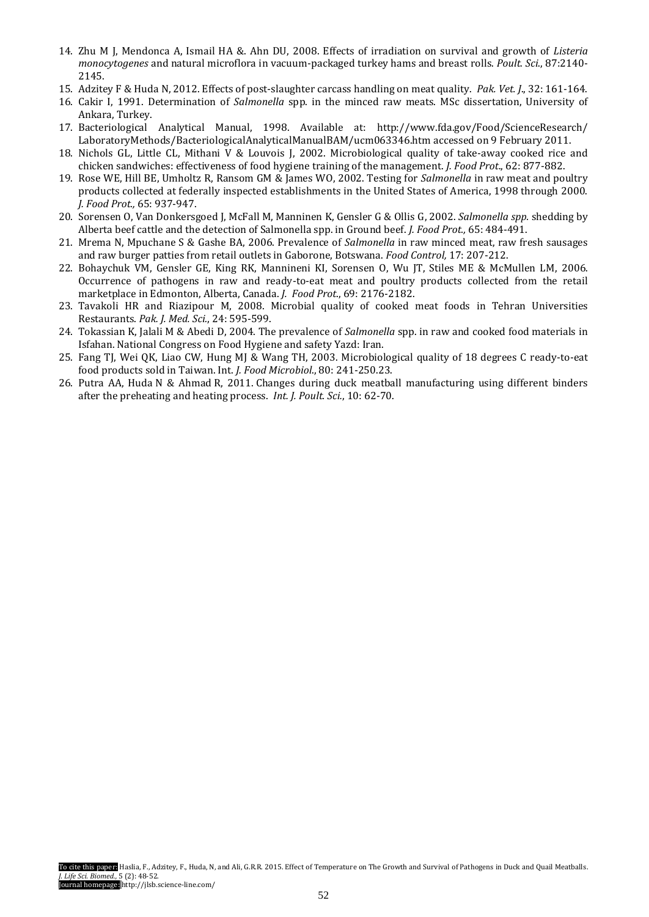14. Zhu M J, Mendonca A, Ismail HA &. Ahn DU, 2008. Effects of irradiation on survival and growth of *Listeria monocytogenes* and natural microflora in vacuum-packaged turkey hams and breast rolls. *Poult. Sci*., 87:2140-2145.
15. Adzitey F & Huda N, 2012. Effects of post-slaughter carcass handling on meat quality. *Pak. Vet. J*., 32: 161-164.
16. Cakir I, 1991. Determination of *Salmonella* spp. in the minced raw meats. MSc dissertation, University of Ankara, Turkey.
17. Bacteriological Analytical Manual, 1998. Available at: http://www.fda.gov/Food/ScienceResearch/LaboratoryMethods/BacteriologicalAnalyticalManualBAM/ucm063346.htm accessed on 9 February 2011.
18. Nichols GL, Little CL, Mithani V & Louvois J, 2002. Microbiological quality of take-away cooked rice and chicken sandwiches: effectiveness of food hygiene training of the management. *J. Food Prot*., 62: 877-882.
19. Rose WE, Hill BE, Umholtz R, Ransom GM & James WO, 2002. Testing for *Salmonella* in raw meat and poultry products collected at federally inspected establishments in the United States of America, 1998 through 2000. *J. Food Prot.,* 65: 937-947.
20. Sorensen O, Van Donkersgoed J, McFall M, Manninen K, Gensler G & Ollis G, 2002. *Salmonella spp.* shedding by Alberta beef cattle and the detection of Salmonella spp. in Ground beef. *J. Food Prot.,* 65: 484-491.
21. Mrema N, Mpuchane S & Gashe BA, 2006. Prevalence of *Salmonella* in raw minced meat, raw fresh sausages and raw burger patties from retail outlets in Gaborone, Botswana. *Food Control,* 17: 207-212.
22. Bohaychuk VM, Gensler GE, King RK, Mannineni KI, Sorensen O, Wu JT, Stiles ME & McMullen LM, 2006. Occurrence of pathogens in raw and ready-to-eat meat and poultry products collected from the retail marketplace in Edmonton, Alberta, Canada. *J. Food Prot*., 69: 2176-2182.
23. Tavakoli HR and Riazipour M, 2008. Microbial quality of cooked meat foods in Tehran Universities Restaurants. *Pak. J. Med. Sci*., 24: 595-599.
24. Tokassian K, Jalali M & Abedi D, 2004. The prevalence of *Salmonella* spp. in raw and cooked food materials in Isfahan. National Congress on Food Hygiene and safety Yazd: Iran.
25. Fang TJ, Wei QK, Liao CW, Hung MJ & Wang TH, 2003. Microbiological quality of 18 degrees C ready-to-eat food products sold in Taiwan. Int. *J. Food Microbiol*., 80: 241-250.23.
26. Putra AA, Huda N & Ahmad R, 2011. Changes during duck meatball manufacturing using different binders after the preheating and heating process. *Int. J. Poult. Sci.*, 10: 62-70.